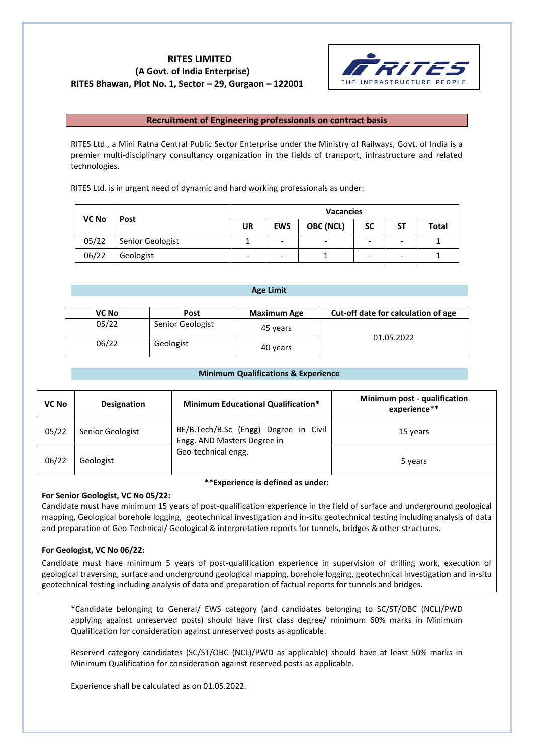# RITES LIMITED
**(A Govt. of India Enterprise)**
**RITES Bhawan, Plot No. 1, Sector – 29, Gurgaon – 122001**

RITES
THE INFRASTRUCTURE PEOPLE

## Recruitment of Engineering professionals on contract basis

RITES Ltd., a Mini Ratna Central Public Sector Enterprise under the Ministry of Railways, Govt. of India is a premier multi-disciplinary consultancy organization in the fields of transport, infrastructure and related technologies.

RITES Ltd. is in urgent need of dynamic and hard working professionals as under:

| VC No | Post | Vacancies | | | | | |
|---|---|---|---|---|---|---|---|
| | | UR | EWS | OBC (NCL) | SC | ST | Total |
| 05/22 | Senior Geologist | 1 | - | - | - | - | 1 |
| 06/22 | Geologist | - | - | 1 | - | - | 1 |

### Age Limit

| VC No | Post | Maximum Age | Cut-off date for calculation of age |
|---|---|---|---|
| 05/22 | Senior Geologist | 45 years | 01.05.2022 |
| 06/22 | Geologist | 40 years | |

### Minimum Qualifications & Experience

| VC No | Designation | Minimum Educational Qualification* | Minimum post - qualification experience** |
|---|---|---|---|
| 05/22 | Senior Geologist | BE/B.Tech/B.Sc (Engg) Degree in Civil Engg. AND Masters Degree in Geo-technical engg. | 15 years |
| 06/22 | Geologist | | 5 years |

**\*\*Experience is defined as under:**

**For Senior Geologist, VC No 05/22:**

Candidate must have minimum 15 years of post-qualification experience in the field of surface and underground geological mapping, Geological borehole logging, geotechnical investigation and in-situ geotechnical testing including analysis of data and preparation of Geo-Technical/ Geological & interpretative reports for tunnels, bridges & other structures.

**For Geologist, VC No 06/22:**

Candidate must have minimum 5 years of post-qualification experience in supervision of drilling work, execution of geological traversing, surface and underground geological mapping, borehole logging, geotechnical investigation and in-situ geotechnical testing including analysis of data and preparation of factual reports for tunnels and bridges.

*Candidate belonging to General/ EWS category (and candidates belonging to SC/ST/OBC (NCL)/PWD applying against unreserved posts) should have first class degree/ minimum 60% marks in Minimum Qualification for consideration against unreserved posts as applicable.

Reserved category candidates (SC/ST/OBC (NCL)/PWD as applicable) should have at least 50% marks in Minimum Qualification for consideration against reserved posts as applicable.

Experience shall be calculated as on 01.05.2022.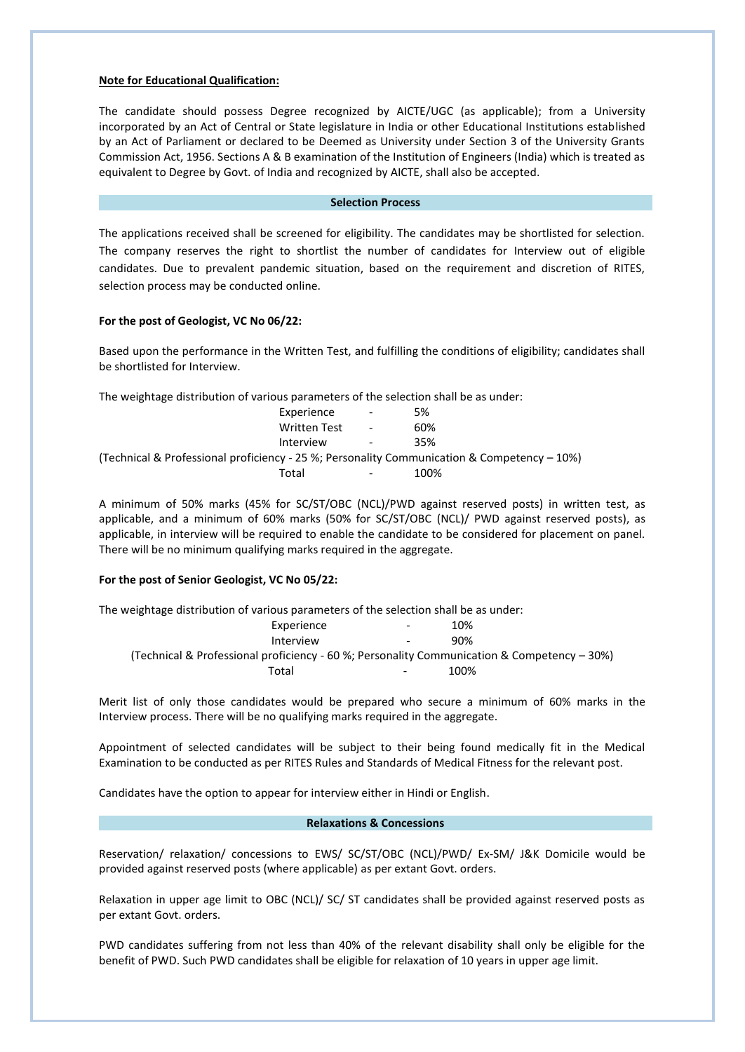**Note for Educational Qualification:**

The candidate should possess Degree recognized by AICTE/UGC (as applicable); from a University incorporated by an Act of Central or State legislature in India or other Educational Institutions established by an Act of Parliament or declared to be Deemed as University under Section 3 of the University Grants Commission Act, 1956. Sections A & B examination of the Institution of Engineers (India) which is treated as equivalent to Degree by Govt. of India and recognized by AICTE, shall also be accepted.

## Selection Process

The applications received shall be screened for eligibility. The candidates may be shortlisted for selection. The company reserves the right to shortlist the number of candidates for Interview out of eligible candidates. Due to prevalent pandemic situation, based on the requirement and discretion of RITES, selection process may be conducted online.

**For the post of Geologist, VC No 06/22:**

Based upon the performance in the Written Test, and fulfilling the conditions of eligibility; candidates shall be shortlisted for Interview.

The weightage distribution of various parameters of the selection shall be as under:

| Parameter | | Weightage |
|---|---|---|
| Experience | - | 5% |
| Written Test | - | 60% |
| Interview | - | 35% |
| Total | - | 100% |

(Technical & Professional proficiency - 25 %; Personality Communication & Competency – 10%)

A minimum of 50% marks (45% for SC/ST/OBC (NCL)/PWD against reserved posts) in written test, as applicable, and a minimum of 60% marks (50% for SC/ST/OBC (NCL)/ PWD against reserved posts), as applicable, in interview will be required to enable the candidate to be considered for placement on panel. There will be no minimum qualifying marks required in the aggregate.

**For the post of Senior Geologist, VC No 05/22:**

The weightage distribution of various parameters of the selection shall be as under:

| Parameter | | Weightage |
|---|---|---|
| Experience | - | 10% |
| Interview | - | 90% |
| Total | - | 100% |

(Technical & Professional proficiency - 60 %; Personality Communication & Competency – 30%)

Merit list of only those candidates would be prepared who secure a minimum of 60% marks in the Interview process. There will be no qualifying marks required in the aggregate.

Appointment of selected candidates will be subject to their being found medically fit in the Medical Examination to be conducted as per RITES Rules and Standards of Medical Fitness for the relevant post.

Candidates have the option to appear for interview either in Hindi or English.

## Relaxations & Concessions

Reservation/ relaxation/ concessions to EWS/ SC/ST/OBC (NCL)/PWD/ Ex-SM/ J&K Domicile would be provided against reserved posts (where applicable) as per extant Govt. orders.

Relaxation in upper age limit to OBC (NCL)/ SC/ ST candidates shall be provided against reserved posts as per extant Govt. orders.

PWD candidates suffering from not less than 40% of the relevant disability shall only be eligible for the benefit of PWD. Such PWD candidates shall be eligible for relaxation of 10 years in upper age limit.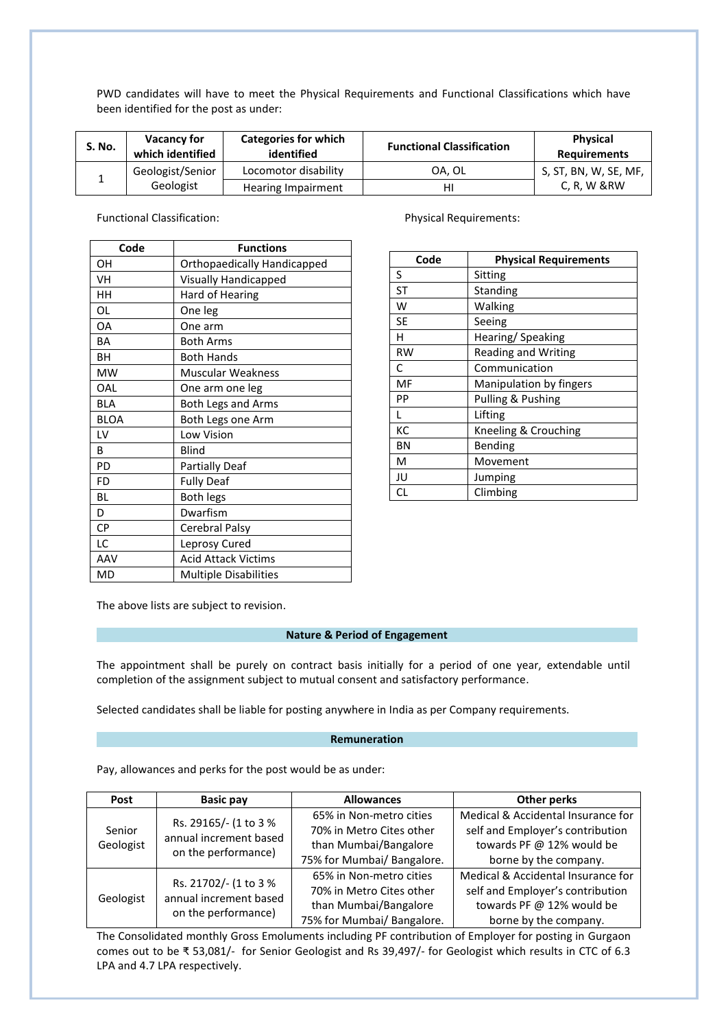PWD candidates will have to meet the Physical Requirements and Functional Classifications which have been identified for the post as under:

| S. No. | Vacancy for which identified | Categories for which identified | Functional Classification | Physical Requirements |
|---|---|---|---|---|
| 1 | Geologist/Senior Geologist | Locomotor disability | OA, OL | S, ST, BN, W, SE, MF, C, R, W &RW |
| | | Hearing Impairment | HI | |

Functional Classification:

| Code | Functions |
|---|---|
| OH | Orthopaedically Handicapped |
| VH | Visually Handicapped |
| HH | Hard of Hearing |
| OL | One leg |
| OA | One arm |
| BA | Both Arms |
| BH | Both Hands |
| MW | Muscular Weakness |
| OAL | One arm one leg |
| BLA | Both Legs and Arms |
| BLOA | Both Legs one Arm |
| LV | Low Vision |
| B | Blind |
| PD | Partially Deaf |
| FD | Fully Deaf |
| BL | Both legs |
| D | Dwarfism |
| CP | Cerebral Palsy |
| LC | Leprosy Cured |
| AAV | Acid Attack Victims |
| MD | Multiple Disabilities |

Physical Requirements:

| Code | Physical Requirements |
|---|---|
| S | Sitting |
| ST | Standing |
| W | Walking |
| SE | Seeing |
| H | Hearing/ Speaking |
| RW | Reading and Writing |
| C | Communication |
| MF | Manipulation by fingers |
| PP | Pulling & Pushing |
| L | Lifting |
| KC | Kneeling & Crouching |
| BN | Bending |
| M | Movement |
| JU | Jumping |
| CL | Climbing |

The above lists are subject to revision.

## Nature & Period of Engagement

The appointment shall be purely on contract basis initially for a period of one year, extendable until completion of the assignment subject to mutual consent and satisfactory performance.

Selected candidates shall be liable for posting anywhere in India as per Company requirements.

## Remuneration

Pay, allowances and perks for the post would be as under:

| Post | Basic pay | Allowances | Other perks |
|---|---|---|---|
| Senior Geologist | Rs. 29165/- (1 to 3 % annual increment based on the performance) | 65% in Non-metro cities<br>70% in Metro Cites other than Mumbai/Bangalore<br>75% for Mumbai/ Bangalore. | Medical & Accidental Insurance for self and Employer's contribution towards PF @ 12% would be borne by the company. |
| Geologist | Rs. 21702/- (1 to 3 % annual increment based on the performance) | 65% in Non-metro cities<br>70% in Metro Cites other than Mumbai/Bangalore<br>75% for Mumbai/ Bangalore. | Medical & Accidental Insurance for self and Employer's contribution towards PF @ 12% would be borne by the company. |

The Consolidated monthly Gross Emoluments including PF contribution of Employer for posting in Gurgaon comes out to be ₹ 53,081/- for Senior Geologist and Rs 39,497/- for Geologist which results in CTC of 6.3 LPA and 4.7 LPA respectively.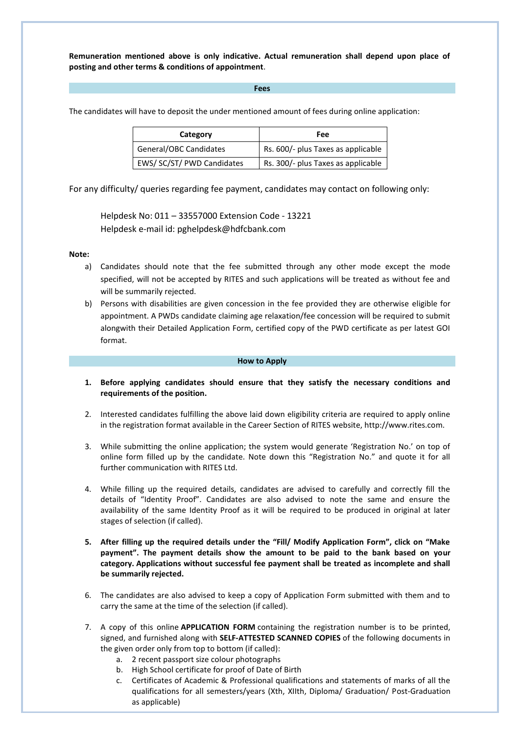**Remuneration mentioned above is only indicative. Actual remuneration shall depend upon place of posting and other terms & conditions of appointment**.

## Fees

The candidates will have to deposit the under mentioned amount of fees during online application:

| Category | Fee |
|---|---|
| General/OBC Candidates | Rs. 600/- plus Taxes as applicable |
| EWS/ SC/ST/ PWD Candidates | Rs. 300/- plus Taxes as applicable |

For any difficulty/ queries regarding fee payment, candidates may contact on following only:

Helpdesk No: 011 – 33557000 Extension Code - 13221
Helpdesk e-mail id: pghelpdesk@hdfcbank.com

**Note:**

a) Candidates should note that the fee submitted through any other mode except the mode specified, will not be accepted by RITES and such applications will be treated as without fee and will be summarily rejected.

b) Persons with disabilities are given concession in the fee provided they are otherwise eligible for appointment. A PWDs candidate claiming age relaxation/fee concession will be required to submit alongwith their Detailed Application Form, certified copy of the PWD certificate as per latest GOI format.

## How to Apply

1. **Before applying candidates should ensure that they satisfy the necessary conditions and requirements of the position.**

2. Interested candidates fulfilling the above laid down eligibility criteria are required to apply online in the registration format available in the Career Section of RITES website, http://www.rites.com.

3. While submitting the online application; the system would generate 'Registration No.' on top of online form filled up by the candidate. Note down this "Registration No." and quote it for all further communication with RITES Ltd.

4. While filling up the required details, candidates are advised to carefully and correctly fill the details of "Identity Proof". Candidates are also advised to note the same and ensure the availability of the same Identity Proof as it will be required to be produced in original at later stages of selection (if called).

5. **After filling up the required details under the "Fill/ Modify Application Form", click on "Make payment". The payment details show the amount to be paid to the bank based on your category. Applications without successful fee payment shall be treated as incomplete and shall be summarily rejected.**

6. The candidates are also advised to keep a copy of Application Form submitted with them and to carry the same at the time of the selection (if called).

7. A copy of this online **APPLICATION FORM** containing the registration number is to be printed, signed, and furnished along with **SELF-ATTESTED SCANNED COPIES** of the following documents in the given order only from top to bottom (if called):
   a. 2 recent passport size colour photographs
   b. High School certificate for proof of Date of Birth
   c. Certificates of Academic & Professional qualifications and statements of marks of all the qualifications for all semesters/years (Xth, XIIth, Diploma/ Graduation/ Post-Graduation as applicable)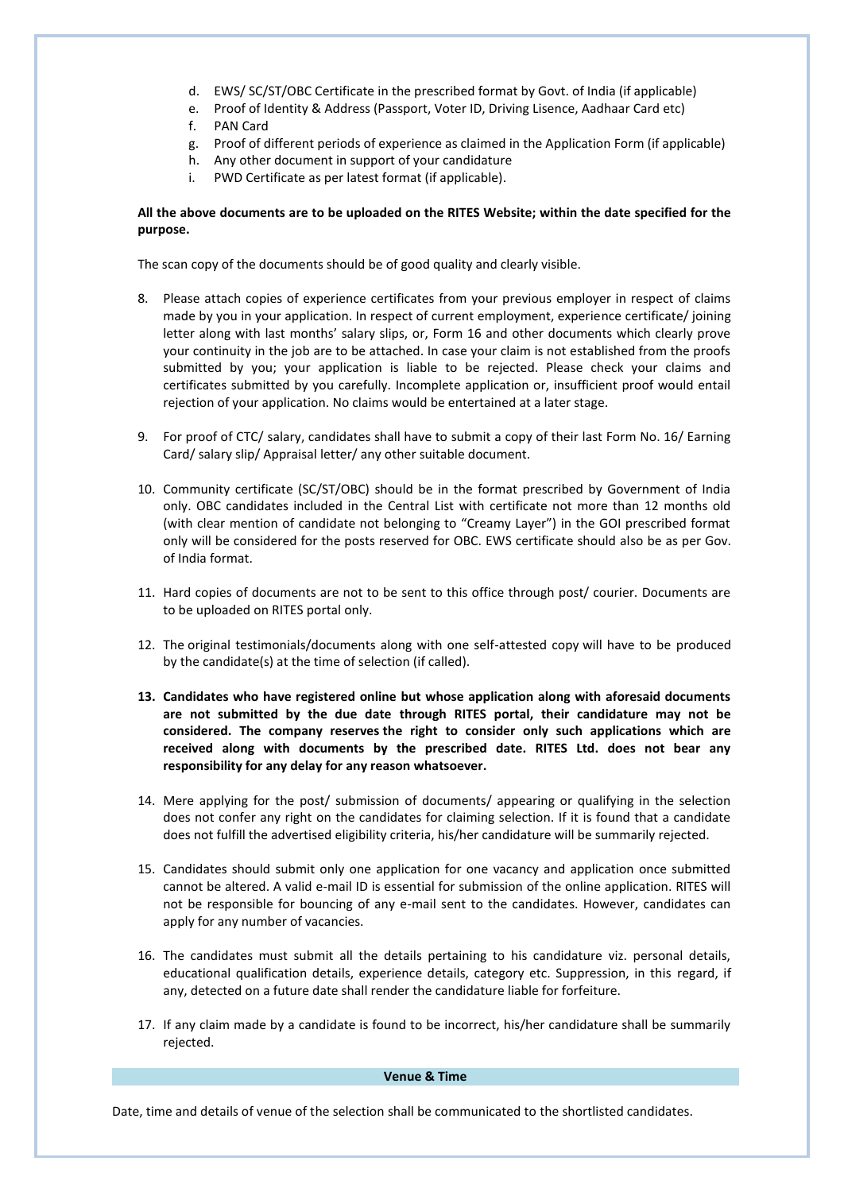d. EWS/ SC/ST/OBC Certificate in the prescribed format by Govt. of India (if applicable)
e. Proof of Identity & Address (Passport, Voter ID, Driving Lisence, Aadhaar Card etc)
f. PAN Card
g. Proof of different periods of experience as claimed in the Application Form (if applicable)
h. Any other document in support of your candidature
i. PWD Certificate as per latest format (if applicable).

**All the above documents are to be uploaded on the RITES Website; within the date specified for the purpose.**

The scan copy of the documents should be of good quality and clearly visible.

8. Please attach copies of experience certificates from your previous employer in respect of claims made by you in your application. In respect of current employment, experience certificate/ joining letter along with last months' salary slips, or, Form 16 and other documents which clearly prove your continuity in the job are to be attached. In case your claim is not established from the proofs submitted by you; your application is liable to be rejected. Please check your claims and certificates submitted by you carefully. Incomplete application or, insufficient proof would entail rejection of your application. No claims would be entertained at a later stage.

9. For proof of CTC/ salary, candidates shall have to submit a copy of their last Form No. 16/ Earning Card/ salary slip/ Appraisal letter/ any other suitable document.

10. Community certificate (SC/ST/OBC) should be in the format prescribed by Government of India only. OBC candidates included in the Central List with certificate not more than 12 months old (with clear mention of candidate not belonging to "Creamy Layer") in the GOI prescribed format only will be considered for the posts reserved for OBC. EWS certificate should also be as per Gov. of India format.

11. Hard copies of documents are not to be sent to this office through post/ courier. Documents are to be uploaded on RITES portal only.

12. The original testimonials/documents along with one self-attested copy will have to be produced by the candidate(s) at the time of selection (if called).

13. **Candidates who have registered online but whose application along with aforesaid documents are not submitted by the due date through RITES portal, their candidature may not be considered. The company reserves the right to consider only such applications which are received along with documents by the prescribed date. RITES Ltd. does not bear any responsibility for any delay for any reason whatsoever.**

14. Mere applying for the post/ submission of documents/ appearing or qualifying in the selection does not confer any right on the candidates for claiming selection. If it is found that a candidate does not fulfill the advertised eligibility criteria, his/her candidature will be summarily rejected.

15. Candidates should submit only one application for one vacancy and application once submitted cannot be altered. A valid e-mail ID is essential for submission of the online application. RITES will not be responsible for bouncing of any e-mail sent to the candidates. However, candidates can apply for any number of vacancies.

16. The candidates must submit all the details pertaining to his candidature viz. personal details, educational qualification details, experience details, category etc. Suppression, in this regard, if any, detected on a future date shall render the candidature liable for forfeiture.

17. If any claim made by a candidate is found to be incorrect, his/her candidature shall be summarily rejected.

## Venue & Time

Date, time and details of venue of the selection shall be communicated to the shortlisted candidates.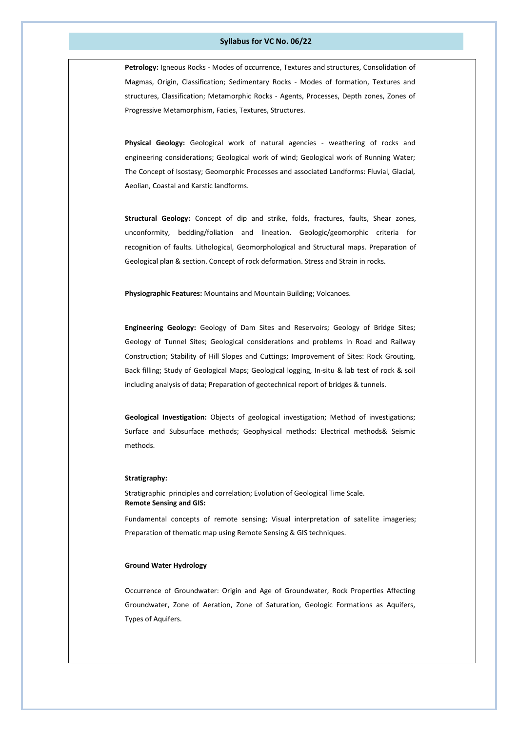## Syllabus for VC No. 06/22

**Petrology:** Igneous Rocks - Modes of occurrence, Textures and structures, Consolidation of Magmas, Origin, Classification; Sedimentary Rocks - Modes of formation, Textures and structures, Classification; Metamorphic Rocks - Agents, Processes, Depth zones, Zones of Progressive Metamorphism, Facies, Textures, Structures.

**Physical Geology:** Geological work of natural agencies - weathering of rocks and engineering considerations; Geological work of wind; Geological work of Running Water; The Concept of Isostasy; Geomorphic Processes and associated Landforms: Fluvial, Glacial, Aeolian, Coastal and Karstic landforms.

**Structural Geology:** Concept of dip and strike, folds, fractures, faults, Shear zones, unconformity, bedding/foliation and lineation. Geologic/geomorphic criteria for recognition of faults. Lithological, Geomorphological and Structural maps. Preparation of Geological plan & section. Concept of rock deformation. Stress and Strain in rocks.

**Physiographic Features:** Mountains and Mountain Building; Volcanoes.

**Engineering Geology:** Geology of Dam Sites and Reservoirs; Geology of Bridge Sites; Geology of Tunnel Sites; Geological considerations and problems in Road and Railway Construction; Stability of Hill Slopes and Cuttings; Improvement of Sites: Rock Grouting, Back filling; Study of Geological Maps; Geological logging, In-situ & lab test of rock & soil including analysis of data; Preparation of geotechnical report of bridges & tunnels.

**Geological Investigation:** Objects of geological investigation; Method of investigations; Surface and Subsurface methods; Geophysical methods: Electrical methods& Seismic methods.

**Stratigraphy:**

Stratigraphic principles and correlation; Evolution of Geological Time Scale.

**Remote Sensing and GIS:**

Fundamental concepts of remote sensing; Visual interpretation of satellite imageries; Preparation of thematic map using Remote Sensing & GIS techniques.

**Ground Water Hydrology**

Occurrence of Groundwater: Origin and Age of Groundwater, Rock Properties Affecting Groundwater, Zone of Aeration, Zone of Saturation, Geologic Formations as Aquifers, Types of Aquifers.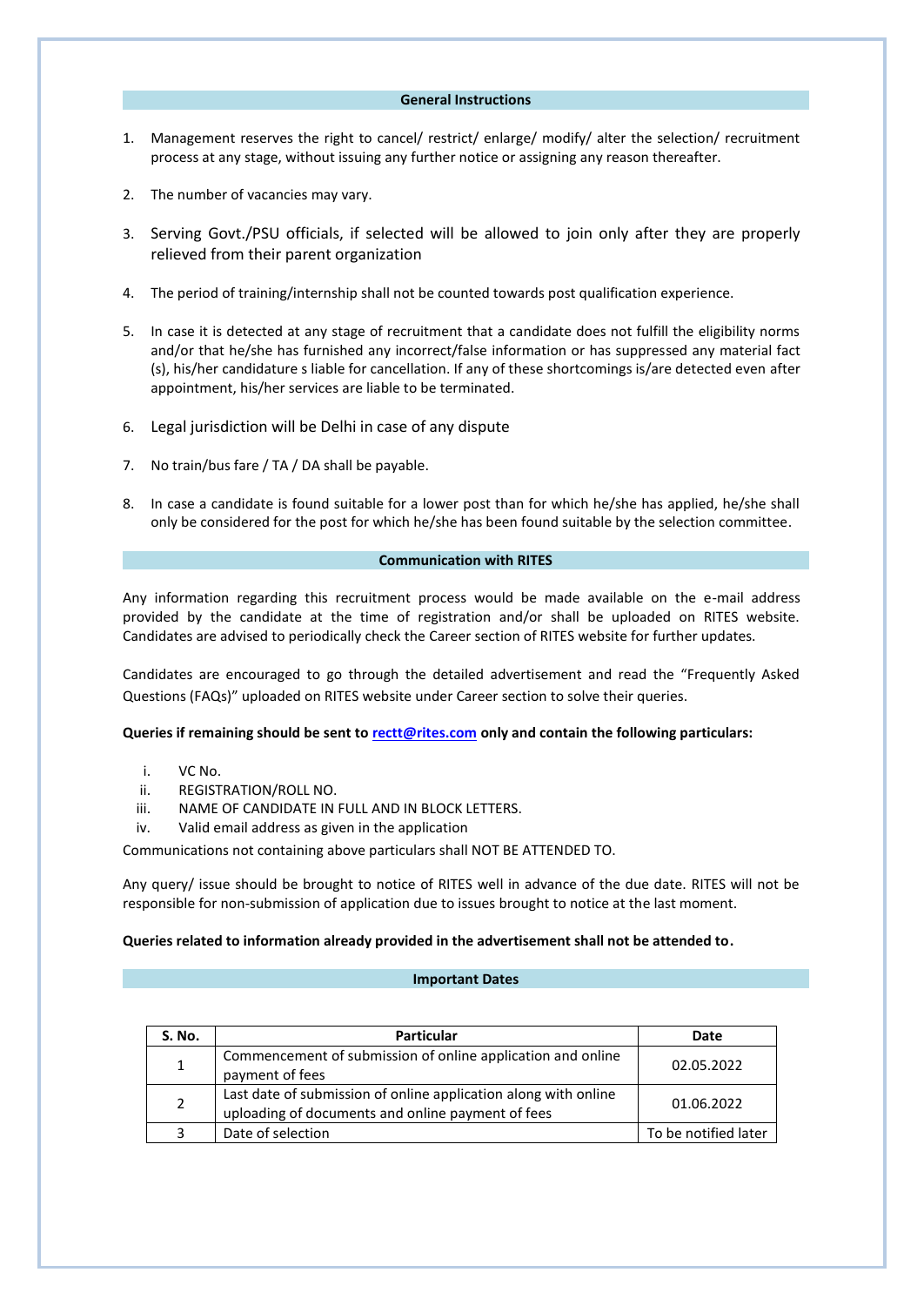## General Instructions

1. Management reserves the right to cancel/ restrict/ enlarge/ modify/ alter the selection/ recruitment process at any stage, without issuing any further notice or assigning any reason thereafter.
2. The number of vacancies may vary.
3. Serving Govt./PSU officials, if selected will be allowed to join only after they are properly relieved from their parent organization
4. The period of training/internship shall not be counted towards post qualification experience.
5. In case it is detected at any stage of recruitment that a candidate does not fulfill the eligibility norms and/or that he/she has furnished any incorrect/false information or has suppressed any material fact (s), his/her candidature s liable for cancellation. If any of these shortcomings is/are detected even after appointment, his/her services are liable to be terminated.
6. Legal jurisdiction will be Delhi in case of any dispute
7. No train/bus fare / TA / DA shall be payable.
8. In case a candidate is found suitable for a lower post than for which he/she has applied, he/she shall only be considered for the post for which he/she has been found suitable by the selection committee.

## Communication with RITES

Any information regarding this recruitment process would be made available on the e-mail address provided by the candidate at the time of registration and/or shall be uploaded on RITES website. Candidates are advised to periodically check the Career section of RITES website for further updates.

Candidates are encouraged to go through the detailed advertisement and read the "Frequently Asked Questions (FAQs)" uploaded on RITES website under Career section to solve their queries.

**Queries if remaining should be sent to rectt@rites.com only and contain the following particulars:**

i. VC No.
ii. REGISTRATION/ROLL NO.
iii. NAME OF CANDIDATE IN FULL AND IN BLOCK LETTERS.
iv. Valid email address as given in the application

Communications not containing above particulars shall NOT BE ATTENDED TO.

Any query/ issue should be brought to notice of RITES well in advance of the due date. RITES will not be responsible for non-submission of application due to issues brought to notice at the last moment.

**Queries related to information already provided in the advertisement shall not be attended to.**

## Important Dates

| S. No. | Particular | Date |
|---|---|---|
| 1 | Commencement of submission of online application and online payment of fees | 02.05.2022 |
| 2 | Last date of submission of online application along with online uploading of documents and online payment of fees | 01.06.2022 |
| 3 | Date of selection | To be notified later |